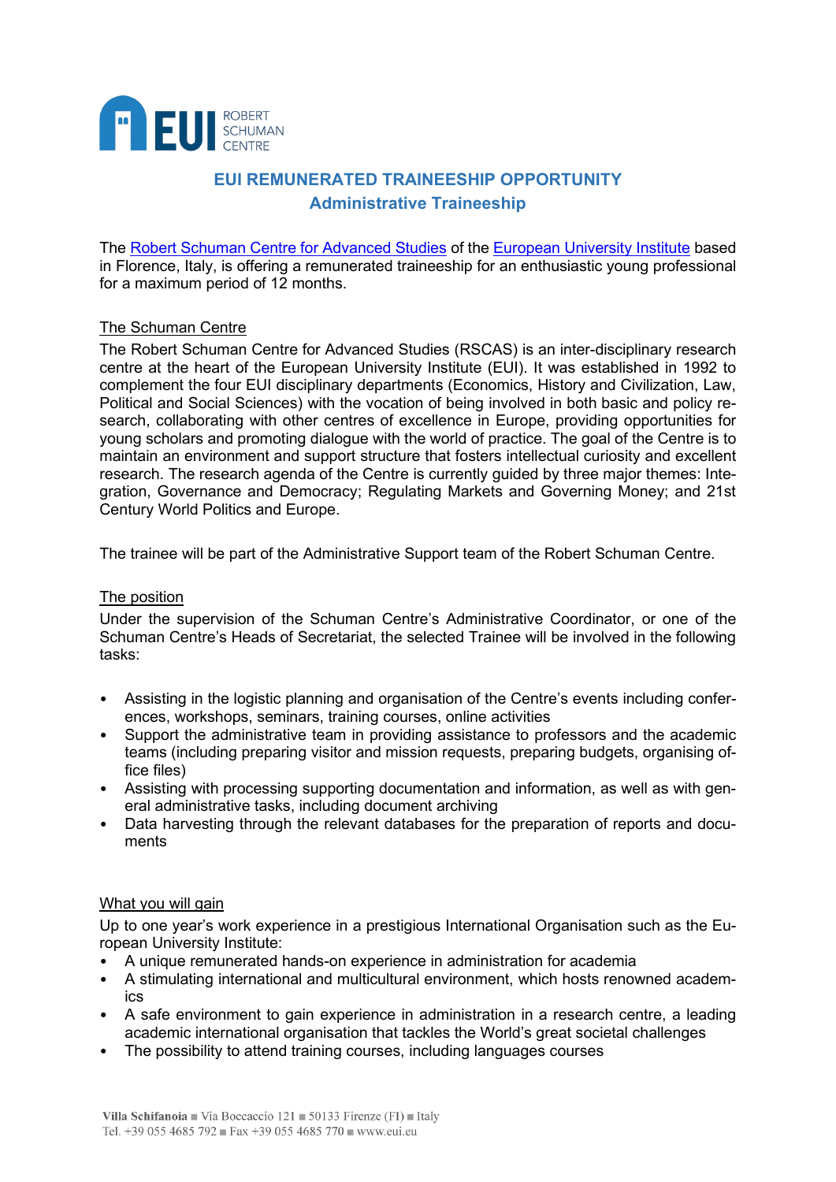# EUI REMUNERATED TRAINEESHIP OPPORTUNITY

## Administrative Traineeship

The Robert Schuman Centre for Advanced Studies of the European University Institute based in Florence, Italy, is offering a remunerated traineeship for an enthusiastic young professional for a maximum period of 12 months.

### The Schuman Centre

The Robert Schuman Centre for Advanced Studies (RSCAS) is an inter-disciplinary research centre at the heart of the European University Institute (EUI). It was established in 1992 to complement the four EUI disciplinary departments (Economics, History and Civilization, Law, Political and Social Sciences) with the vocation of being involved in both basic and policy research, collaborating with other centres of excellence in Europe, providing opportunities for young scholars and promoting dialogue with the world of practice. The goal of the Centre is to maintain an environment and support structure that fosters intellectual curiosity and excellent research. The research agenda of the Centre is currently guided by three major themes: Integration, Governance and Democracy; Regulating Markets and Governing Money; and 21st Century World Politics and Europe.

The trainee will be part of the Administrative Support team of the Robert Schuman Centre.

### The position

Under the supervision of the Schuman Centre's Administrative Coordinator, or one of the Schuman Centre's Heads of Secretariat, the selected Trainee will be involved in the following tasks:

- Assisting in the logistic planning and organisation of the Centre's events including conferences, workshops, seminars, training courses, online activities
- Support the administrative team in providing assistance to professors and the academic teams (including preparing visitor and mission requests, preparing budgets, organising office files)
- Assisting with processing supporting documentation and information, as well as with general administrative tasks, including document archiving
- Data harvesting through the relevant databases for the preparation of reports and documents

### What you will gain

Up to one year's work experience in a prestigious International Organisation such as the European University Institute:

- A unique remunerated hands-on experience in administration for academia
- A stimulating international and multicultural environment, which hosts renowned academics
- A safe environment to gain experience in administration in a research centre, a leading academic international organisation that tackles the World's great societal challenges
- The possibility to attend training courses, including languages courses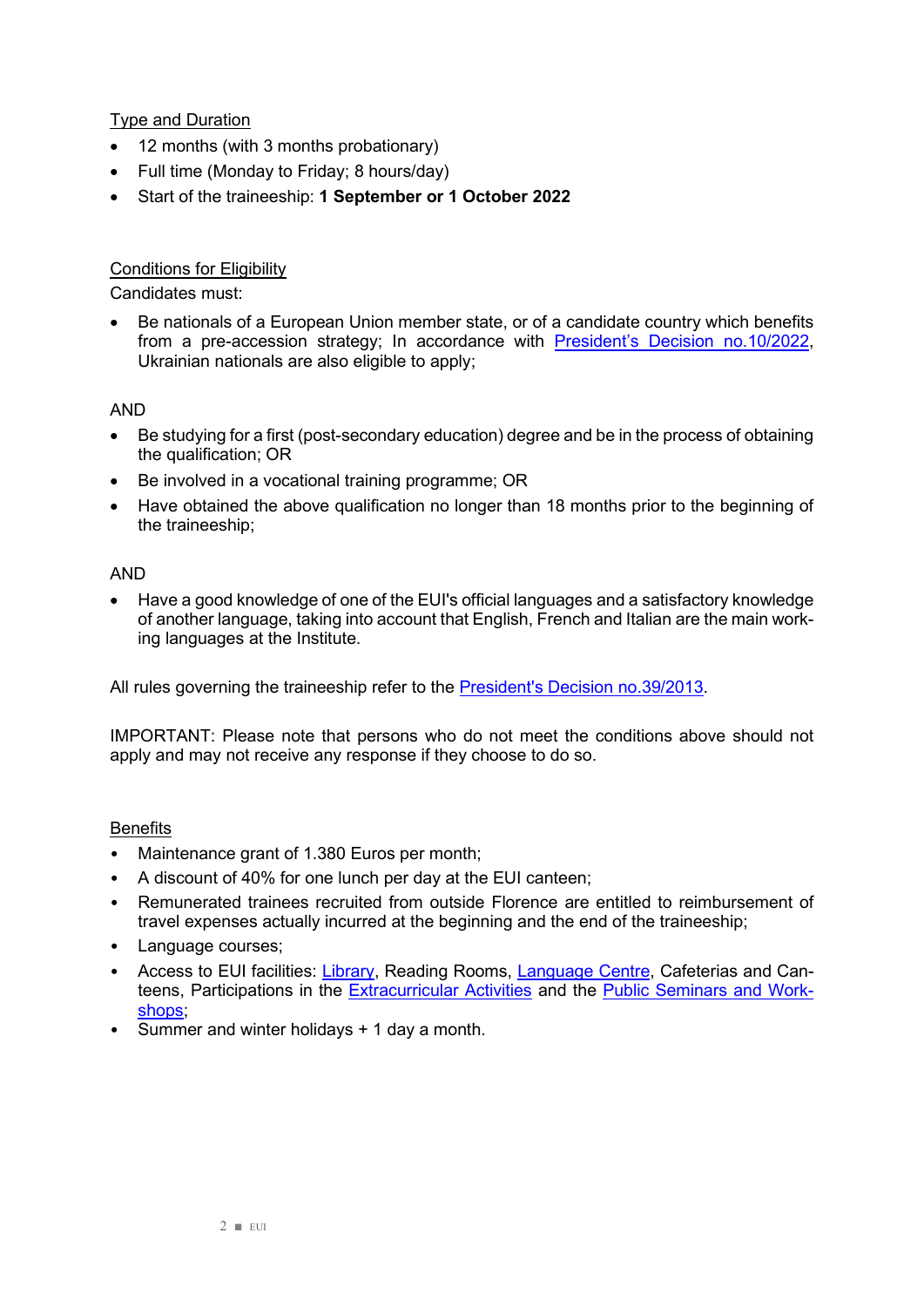## Type and Duration

- 12 months (with 3 months probationary)
- Full time (Monday to Friday; 8 hours/day)
- Start of the traineeship: **1 September or 1 October 2022**

## Conditions for Eligibility

Candidates must:

- Be nationals of a European Union member state, or of a candidate country which benefits from a pre-accession strategy; In accordance with [President's Decision no.10/2022](), Ukrainian nationals are also eligible to apply;

AND

- Be studying for a first (post-secondary education) degree and be in the process of obtaining the qualification; OR
- Be involved in a vocational training programme; OR
- Have obtained the above qualification no longer than 18 months prior to the beginning of the traineeship;

AND

- Have a good knowledge of one of the EUI's official languages and a satisfactory knowledge of another language, taking into account that English, French and Italian are the main working languages at the Institute.

All rules governing the traineeship refer to the [President's Decision no.39/2013]().

IMPORTANT: Please note that persons who do not meet the conditions above should not apply and may not receive any response if they choose to do so.

## Benefits

- Maintenance grant of 1.380 Euros per month;
- A discount of 40% for one lunch per day at the EUI canteen;
- Remunerated trainees recruited from outside Florence are entitled to reimbursement of travel expenses actually incurred at the beginning and the end of the traineeship;
- Language courses;
- Access to EUI facilities: [Library](), Reading Rooms, [Language Centre](), Cafeterias and Canteens, Participations in the [Extracurricular Activities]() and the [Public Seminars and Workshops]();
- Summer and winter holidays + 1 day a month.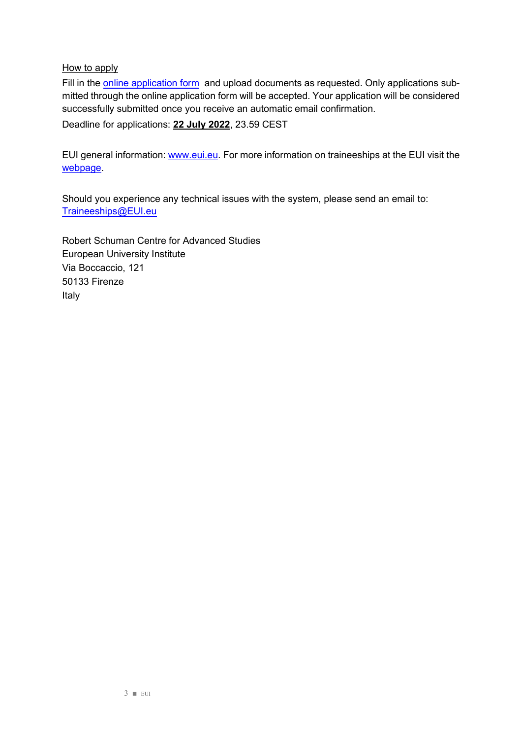How to apply

Fill in the online application form and upload documents as requested. Only applications submitted through the online application form will be accepted. Your application will be considered successfully submitted once you receive an automatic email confirmation.

Deadline for applications: **22 July 2022**, 23.59 CEST

EUI general information: www.eui.eu. For more information on traineeships at the EUI visit the webpage.

Should you experience any technical issues with the system, please send an email to: Traineeships@EUI.eu

Robert Schuman Centre for Advanced Studies
European University Institute
Via Boccaccio, 121
50133 Firenze
Italy